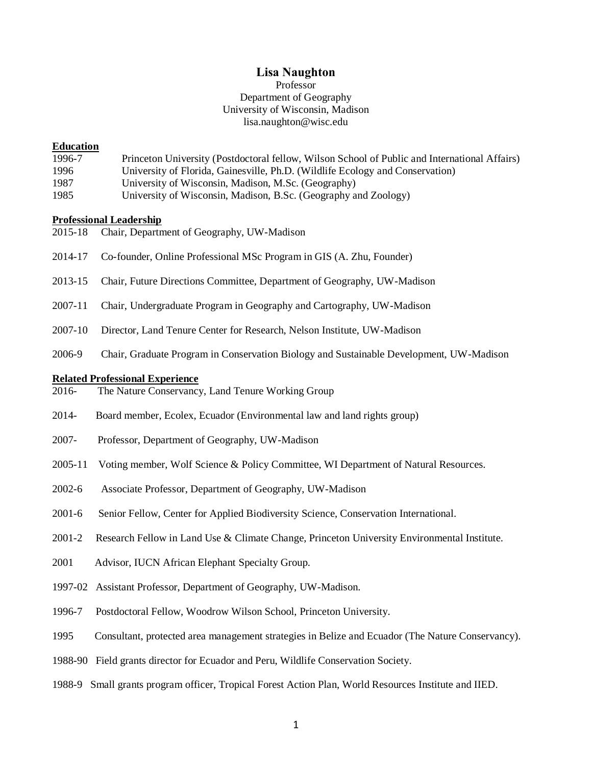# Lisa Naughton

Professor
Department of Geography
University of Wisconsin, Madison
lisa.naughton@wisc.edu

## Education

1996-7 Princeton University (Postdoctoral fellow, Wilson School of Public and International Affairs)
1996 University of Florida, Gainesville, Ph.D. (Wildlife Ecology and Conservation)
1987 University of Wisconsin, Madison, M.Sc. (Geography)
1985 University of Wisconsin, Madison, B.Sc. (Geography and Zoology)

## Professional Leadership

2015-18 Chair, Department of Geography, UW-Madison

2014-17 Co-founder, Online Professional MSc Program in GIS (A. Zhu, Founder)

2013-15 Chair, Future Directions Committee, Department of Geography, UW-Madison

2007-11 Chair, Undergraduate Program in Geography and Cartography, UW-Madison

2007-10 Director, Land Tenure Center for Research, Nelson Institute, UW-Madison

2006-9 Chair, Graduate Program in Conservation Biology and Sustainable Development, UW-Madison

## Related Professional Experience

2016- The Nature Conservancy, Land Tenure Working Group

2014- Board member, Ecolex, Ecuador (Environmental law and land rights group)

2007- Professor, Department of Geography, UW-Madison

2005-11 Voting member, Wolf Science & Policy Committee, WI Department of Natural Resources.

2002-6 Associate Professor, Department of Geography, UW-Madison

2001-6 Senior Fellow, Center for Applied Biodiversity Science, Conservation International.

2001-2 Research Fellow in Land Use & Climate Change, Princeton University Environmental Institute.

2001 Advisor, IUCN African Elephant Specialty Group.

1997-02 Assistant Professor, Department of Geography, UW-Madison.

1996-7 Postdoctoral Fellow, Woodrow Wilson School, Princeton University.

1995 Consultant, protected area management strategies in Belize and Ecuador (The Nature Conservancy).

1988-90 Field grants director for Ecuador and Peru, Wildlife Conservation Society.

1988-9 Small grants program officer, Tropical Forest Action Plan, World Resources Institute and IIED.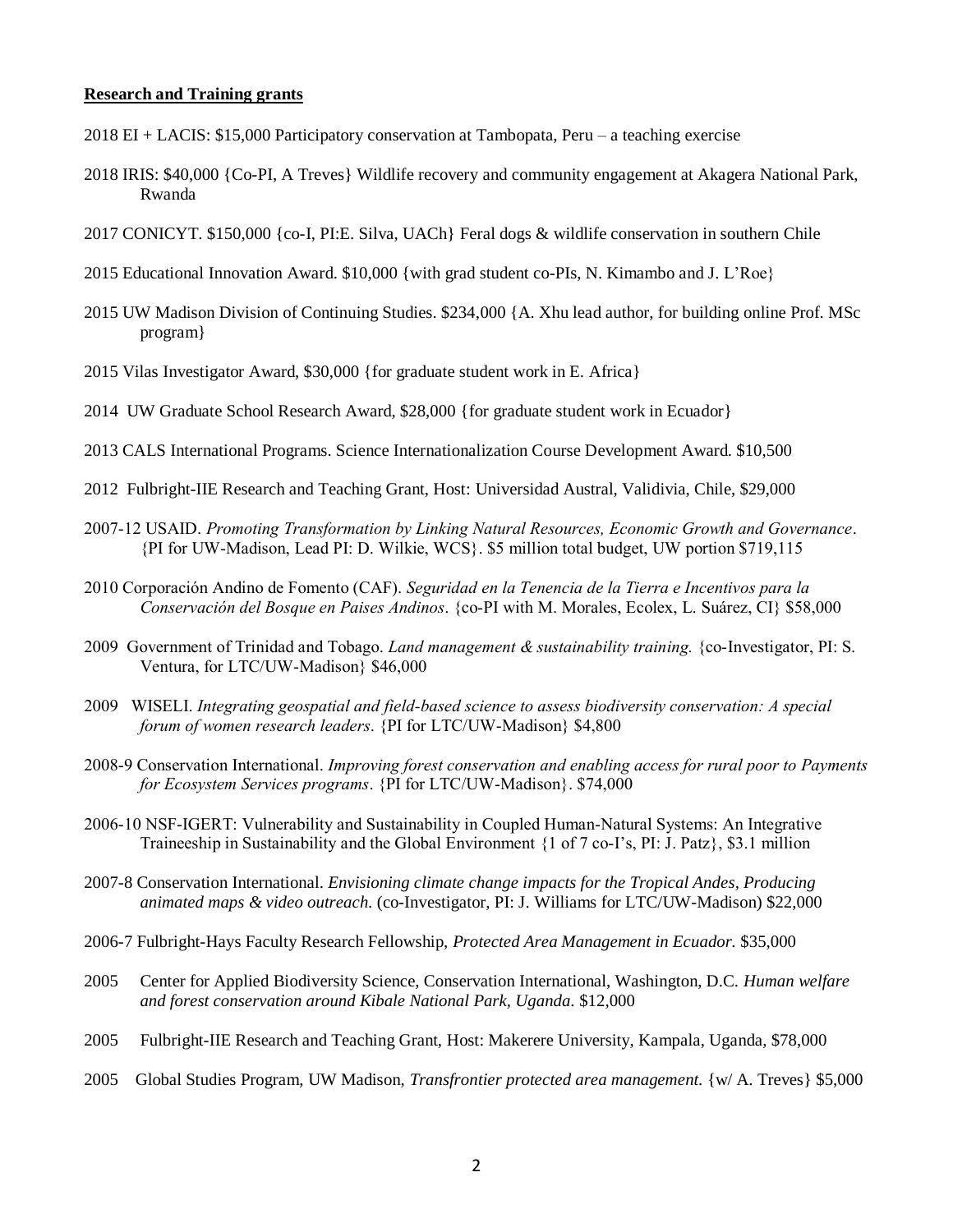**Research and Training grants**

2018 EI + LACIS: $15,000 Participatory conservation at Tambopata, Peru – a teaching exercise

2018 IRIS: $40,000 {Co-PI, A Treves} Wildlife recovery and community engagement at Akagera National Park, Rwanda

2017 CONICYT. $150,000 {co-I, PI:E. Silva, UACh} Feral dogs & wildlife conservation in southern Chile

2015 Educational Innovation Award. $10,000 {with grad student co-PIs, N. Kimambo and J. L'Roe}

2015 UW Madison Division of Continuing Studies. $234,000 {A. Xhu lead author, for building online Prof. MSc program}

2015 Vilas Investigator Award, $30,000 {for graduate student work in E. Africa}

2014 UW Graduate School Research Award, $28,000 {for graduate student work in Ecuador}

2013 CALS International Programs. Science Internationalization Course Development Award. $10,500

2012 Fulbright-IIE Research and Teaching Grant, Host: Universidad Austral, Validivia, Chile, $29,000

2007-12 USAID. *Promoting Transformation by Linking Natural Resources, Economic Growth and Governance*. {PI for UW-Madison, Lead PI: D. Wilkie, WCS}. $5 million total budget, UW portion $719,115

2010 Corporación Andino de Fomento (CAF). *Seguridad en la Tenencia de la Tierra e Incentivos para la Conservación del Bosque en Paises Andinos*. {co-PI with M. Morales, Ecolex, L. Suárez, CI} $58,000

2009 Government of Trinidad and Tobago. *Land management & sustainability training.* {co-Investigator, PI: S. Ventura, for LTC/UW-Madison} $46,000

2009 WISELI. *Integrating geospatial and field-based science to assess biodiversity conservation: A special forum of women research leaders*. {PI for LTC/UW-Madison} $4,800

2008-9 Conservation International. *Improving forest conservation and enabling access for rural poor to Payments for Ecosystem Services programs*. {PI for LTC/UW-Madison}. $74,000

2006-10 NSF-IGERT: Vulnerability and Sustainability in Coupled Human-Natural Systems: An Integrative Traineeship in Sustainability and the Global Environment {1 of 7 co-I's, PI: J. Patz}, $3.1 million

2007-8 Conservation International. *Envisioning climate change impacts for the Tropical Andes, Producing animated maps & video outreach.* (co-Investigator, PI: J. Williams for LTC/UW-Madison) $22,000

2006-7 Fulbright-Hays Faculty Research Fellowship, *Protected Area Management in Ecuador.* $35,000

2005 Center for Applied Biodiversity Science, Conservation International, Washington, D.C. *Human welfare and forest conservation around Kibale National Park, Uganda*. $12,000

2005 Fulbright-IIE Research and Teaching Grant, Host: Makerere University, Kampala, Uganda, $78,000

2005 Global Studies Program, UW Madison, *Transfrontier protected area management.* {w/ A. Treves} $5,000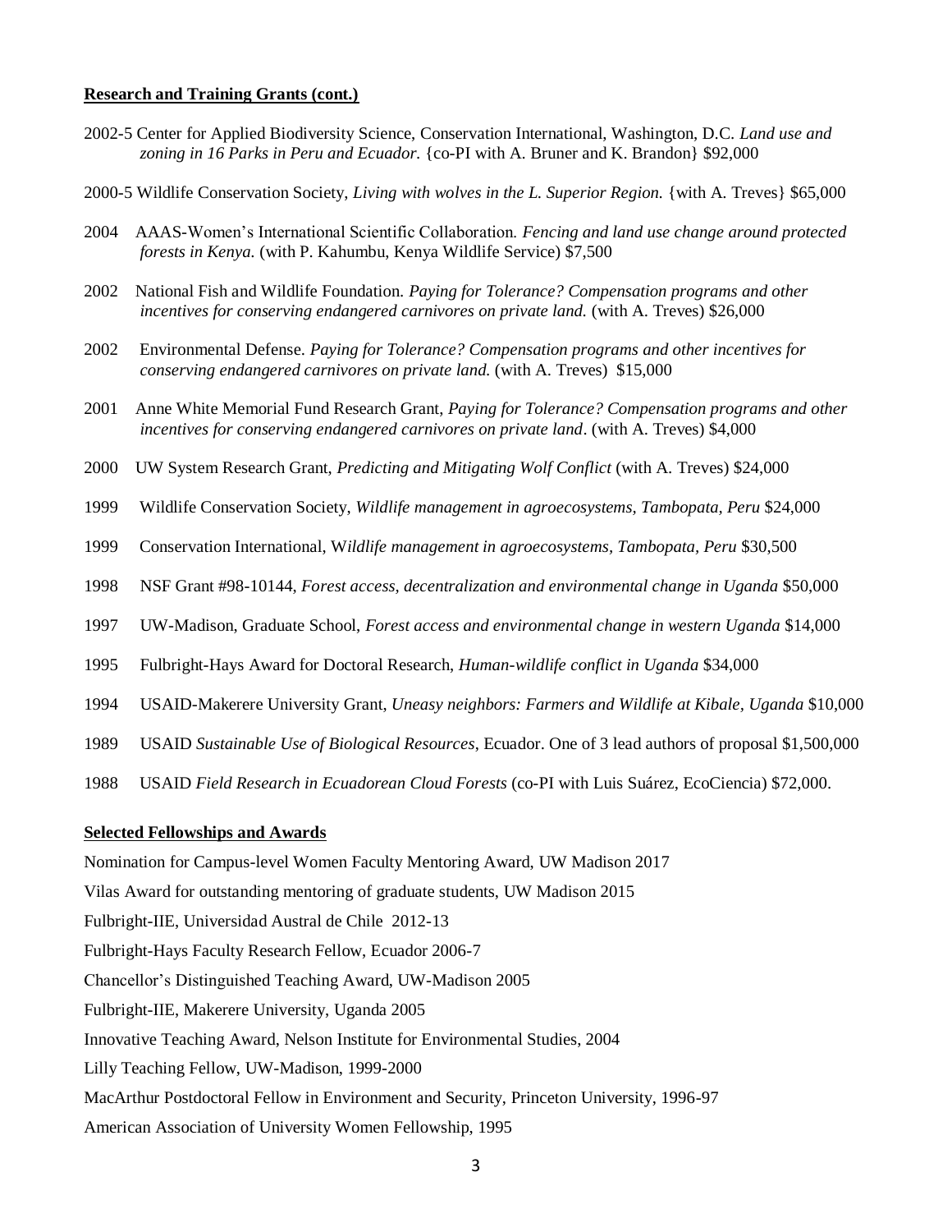**Research and Training Grants (cont.)**

2002-5 Center for Applied Biodiversity Science, Conservation International, Washington, D.C. *Land use and zoning in 16 Parks in Peru and Ecuador.* {co-PI with A. Bruner and K. Brandon} $92,000

2000-5 Wildlife Conservation Society, *Living with wolves in the L. Superior Region.* {with A. Treves} $65,000

2004 AAAS-Women's International Scientific Collaboration. *Fencing and land use change around protected forests in Kenya.* (with P. Kahumbu, Kenya Wildlife Service) $7,500

2002 National Fish and Wildlife Foundation. *Paying for Tolerance? Compensation programs and other incentives for conserving endangered carnivores on private land.* (with A. Treves) $26,000

2002 Environmental Defense. *Paying for Tolerance? Compensation programs and other incentives for conserving endangered carnivores on private land.* (with A. Treves) $15,000

2001 Anne White Memorial Fund Research Grant, *Paying for Tolerance? Compensation programs and other incentives for conserving endangered carnivores on private land*. (with A. Treves) $4,000

2000 UW System Research Grant, *Predicting and Mitigating Wolf Conflict* (with A. Treves) $24,000

1999 Wildlife Conservation Society, *Wildlife management in agroecosystems, Tambopata, Peru* $24,000

1999 Conservation International, W*ildlife management in agroecosystems, Tambopata, Peru* $30,500

1998 NSF Grant #98-10144, *Forest access, decentralization and environmental change in Uganda* $50,000

1997 UW-Madison, Graduate School, *Forest access and environmental change in western Uganda* $14,000

1995 Fulbright-Hays Award for Doctoral Research, *Human-wildlife conflict in Uganda* $34,000

1994 USAID-Makerere University Grant, *Uneasy neighbors: Farmers and Wildlife at Kibale, Uganda* $10,000

1989 USAID *Sustainable Use of Biological Resources*, Ecuador. One of 3 lead authors of proposal $1,500,000

1988 USAID *Field Research in Ecuadorean Cloud Forests* (co-PI with Luis Suárez, EcoCiencia) $72,000.

**Selected Fellowships and Awards**

Nomination for Campus-level Women Faculty Mentoring Award, UW Madison 2017

Vilas Award for outstanding mentoring of graduate students, UW Madison 2015

Fulbright-IIE, Universidad Austral de Chile 2012-13

Fulbright-Hays Faculty Research Fellow, Ecuador 2006-7

Chancellor's Distinguished Teaching Award, UW-Madison 2005

Fulbright-IIE, Makerere University, Uganda 2005

Innovative Teaching Award, Nelson Institute for Environmental Studies, 2004

Lilly Teaching Fellow, UW-Madison, 1999-2000

MacArthur Postdoctoral Fellow in Environment and Security, Princeton University, 1996-97

American Association of University Women Fellowship, 1995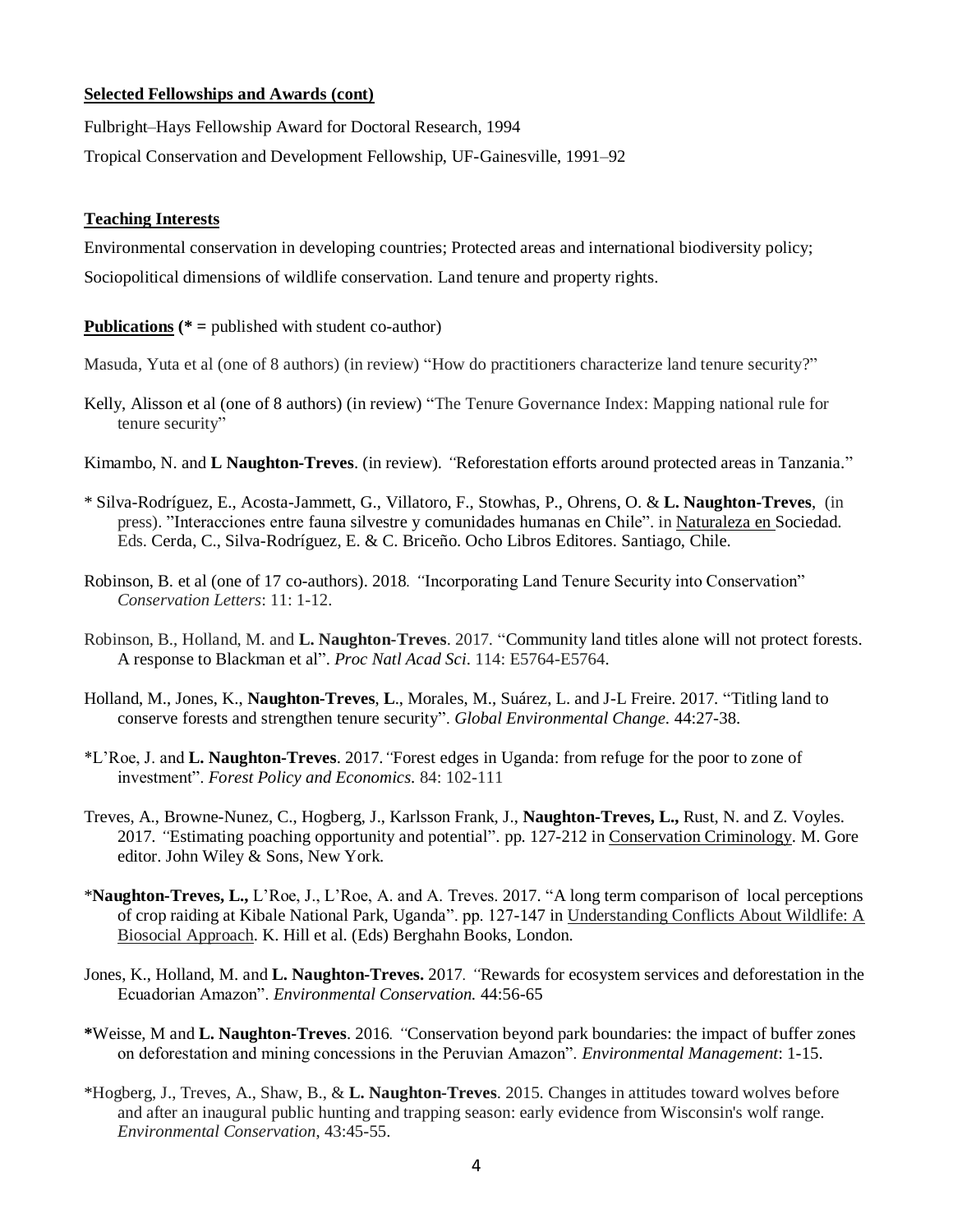**Selected Fellowships and Awards (cont)**

Fulbright–Hays Fellowship Award for Doctoral Research, 1994

Tropical Conservation and Development Fellowship, UF-Gainesville, 1991–92

**Teaching Interests**

Environmental conservation in developing countries; Protected areas and international biodiversity policy; Sociopolitical dimensions of wildlife conservation. Land tenure and property rights.

**Publications (* =** published with student co-author)

Masuda, Yuta et al (one of 8 authors) (in review) "How do practitioners characterize land tenure security?"

Kelly, Alisson et al (one of 8 authors) (in review) "The Tenure Governance Index: Mapping national rule for tenure security"

Kimambo, N. and **L Naughton-Treves**. (in review). *"*Reforestation efforts around protected areas in Tanzania."

* Silva-Rodríguez, E., Acosta-Jammett, G., Villatoro, F., Stowhas, P., Ohrens, O. & **L. Naughton-Treves**, (in press). "Interacciones entre fauna silvestre y comunidades humanas en Chile". in Naturaleza en Sociedad. Eds. Cerda, C., Silva-Rodríguez, E. & C. Briceño. Ocho Libros Editores. Santiago, Chile.

Robinson, B. et al (one of 17 co-authors). 2018*. "*Incorporating Land Tenure Security into Conservation" *Conservation Letters*: 11: 1-12.

Robinson, B., Holland, M. and **L. Naughton-Treves**. 2017. "Community land titles alone will not protect forests. A response to Blackman et al". *Proc Natl Acad Sci*. 114: E5764-E5764.

Holland, M., Jones, K., **Naughton-Treves**, **L**., Morales, M., Suárez, L. and J-L Freire. 2017. "Titling land to conserve forests and strengthen tenure security". *Global Environmental Change.* 44:27-38.

*L'Roe, J. and **L. Naughton-Treves**. 2017.*"*Forest edges in Uganda: from refuge for the poor to zone of investment". *Forest Policy and Economics.* 84: 102-111

Treves, A., Browne-Nunez, C., Hogberg, J., Karlsson Frank, J., **Naughton-Treves, L.,** Rust, N. and Z. Voyles. 2017. *"*Estimating poaching opportunity and potential". pp. 127-212 in Conservation Criminology. M. Gore editor. John Wiley & Sons, New York.

***Naughton-Treves, L.,** L'Roe, J., L'Roe, A. and A. Treves. 2017. "A long term comparison of local perceptions of crop raiding at Kibale National Park, Uganda". pp. 127-147 in Understanding Conflicts About Wildlife: A Biosocial Approach. K. Hill et al. (Eds) Berghahn Books, London.

Jones, K., Holland, M. and **L. Naughton-Treves.** 2017*. "*Rewards for ecosystem services and deforestation in the Ecuadorian Amazon". *Environmental Conservation.* 44:56-65

***Weisse, M and **L. Naughton-Treves**. 2016*. "*Conservation beyond park boundaries: the impact of buffer zones on deforestation and mining concessions in the Peruvian Amazon". *Environmental Management*: 1-15.

*Hogberg, J., Treves, A., Shaw, B., & **L. Naughton-Treves**. 2015. Changes in attitudes toward wolves before and after an inaugural public hunting and trapping season: early evidence from Wisconsin's wolf range. *Environmental Conservation*, 43:45-55.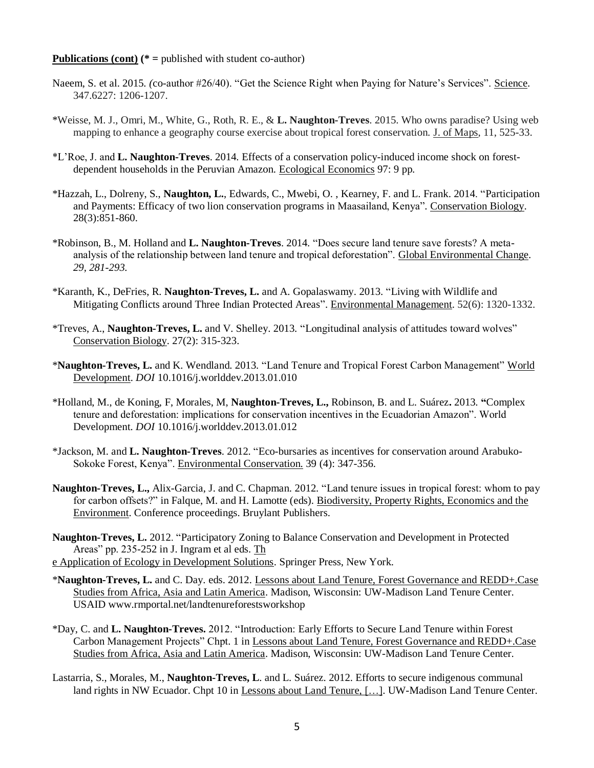**Publications (cont)** (* = published with student co-author)

Naeem, S. et al. 2015. (co-author #26/40). "Get the Science Right when Paying for Nature's Services". Science. 347.6227: 1206-1207.

*Weisse, M. J., Omri, M., White, G., Roth, R. E., & **L. Naughton-Treves**. 2015. Who owns paradise? Using web mapping to enhance a geography course exercise about tropical forest conservation. J. of Maps, 11, 525-33.

*L'Roe, J. and **L. Naughton-Treves**. 2014. Effects of a conservation policy-induced income shock on forest-dependent households in the Peruvian Amazon. Ecological Economics 97: 9 pp.

*Hazzah, L., Dolreny, S., **Naughton, L.**, Edwards, C., Mwebi, O. , Kearney, F. and L. Frank. 2014. "Participation and Payments: Efficacy of two lion conservation programs in Maasailand, Kenya". Conservation Biology. 28(3):851-860.

*Robinson, B., M. Holland and **L. Naughton-Treves**. 2014. "Does secure land tenure save forests? A meta-analysis of the relationship between land tenure and tropical deforestation". Global Environmental Change. *29, 281-293.*

*Karanth, K., DeFries, R. **Naughton-Treves, L.** and A. Gopalaswamy. 2013. "Living with Wildlife and Mitigating Conflicts around Three Indian Protected Areas". Environmental Management. 52(6): 1320-1332.

*Treves, A., **Naughton-Treves, L.** and V. Shelley. 2013. "Longitudinal analysis of attitudes toward wolves" Conservation Biology. 27(2): 315-323.

***Naughton-Treves, L.** and K. Wendland. 2013. "Land Tenure and Tropical Forest Carbon Management" World Development. *DOI* 10.1016/j.worlddev.2013.01.010

*Holland, M., de Koning, F, Morales, M, **Naughton-Treves, L.,** Robinson, B. and L. Suárez**.** 2013. **"**Complex tenure and deforestation: implications for conservation incentives in the Ecuadorian Amazon". World Development. *DOI* 10.1016/j.worlddev.2013.01.012

*Jackson, M. and **L. Naughton-Treves**. 2012. "Eco-bursaries as incentives for conservation around Arabuko-Sokoke Forest, Kenya". Environmental Conservation. 39 (4): 347-356.

**Naughton-Treves, L.,** Alix-Garcia, J. and C. Chapman. 2012. "Land tenure issues in tropical forest: whom to pay for carbon offsets?" in Falque, M. and H. Lamotte (eds). Biodiversity, Property Rights, Economics and the Environment. Conference proceedings. Bruylant Publishers.

**Naughton-Treves, L.** 2012. "Participatory Zoning to Balance Conservation and Development in Protected Areas" pp. 235-252 in J. Ingram et al eds. The Application of Ecology in Development Solutions. Springer Press, New York.

***Naughton-Treves, L.** and C. Day. eds. 2012. Lessons about Land Tenure, Forest Governance and REDD+.Case Studies from Africa, Asia and Latin America. Madison, Wisconsin: UW-Madison Land Tenure Center. USAID www.rmportal.net/landtenureforestsworkshop

*Day, C. and **L. Naughton-Treves.** 2012. "Introduction: Early Efforts to Secure Land Tenure within Forest Carbon Management Projects" Chpt. 1 in Lessons about Land Tenure, Forest Governance and REDD+.Case Studies from Africa, Asia and Latin America. Madison, Wisconsin: UW-Madison Land Tenure Center.

Lastarria, S., Morales, M., **Naughton-Treves, L**. and L. Suárez. 2012. Efforts to secure indigenous communal land rights in NW Ecuador. Chpt 10 in Lessons about Land Tenure, […]. UW-Madison Land Tenure Center.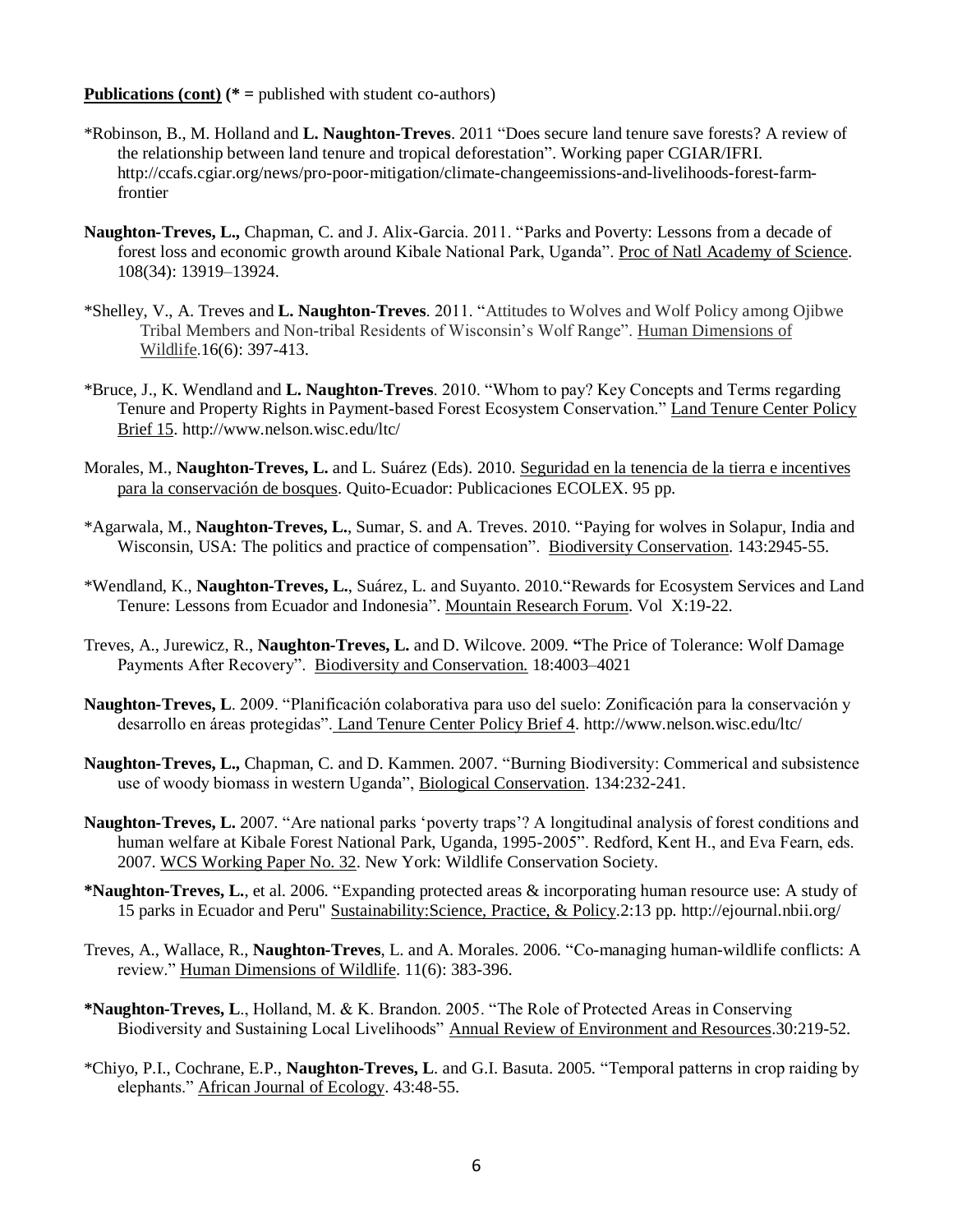**Publications (cont)** **(* =** published with student co-authors)

*Robinson, B., M. Holland and **L. Naughton-Treves**. 2011 "Does secure land tenure save forests? A review of the relationship between land tenure and tropical deforestation". Working paper CGIAR/IFRI. http://ccafs.cgiar.org/news/pro-poor-mitigation/climate-changeemissions-and-livelihoods-forest-farm-frontier

**Naughton-Treves, L.,** Chapman, C. and J. Alix-Garcia. 2011. "Parks and Poverty: Lessons from a decade of forest loss and economic growth around Kibale National Park, Uganda". Proc of Natl Academy of Science. 108(34): 13919–13924.

*Shelley, V., A. Treves and **L. Naughton-Treves**. 2011. "Attitudes to Wolves and Wolf Policy among Ojibwe Tribal Members and Non-tribal Residents of Wisconsin's Wolf Range". Human Dimensions of Wildlife.16(6): 397-413.

*Bruce, J., K. Wendland and **L. Naughton-Treves**. 2010. "Whom to pay? Key Concepts and Terms regarding Tenure and Property Rights in Payment-based Forest Ecosystem Conservation." Land Tenure Center Policy Brief 15. http://www.nelson.wisc.edu/ltc/

Morales, M., **Naughton-Treves, L.** and L. Suárez (Eds). 2010. Seguridad en la tenencia de la tierra e incentives para la conservación de bosques. Quito-Ecuador: Publicaciones ECOLEX. 95 pp.

*Agarwala, M., **Naughton-Treves, L.**, Sumar, S. and A. Treves. 2010. "Paying for wolves in Solapur, India and Wisconsin, USA: The politics and practice of compensation". Biodiversity Conservation. 143:2945-55.

*Wendland, K., **Naughton-Treves, L.**, Suárez, L. and Suyanto. 2010."Rewards for Ecosystem Services and Land Tenure: Lessons from Ecuador and Indonesia". Mountain Research Forum. Vol X:19-22.

Treves, A., Jurewicz, R., **Naughton-Treves, L.** and D. Wilcove. 2009. **"**The Price of Tolerance: Wolf Damage Payments After Recovery". Biodiversity and Conservation. 18:4003–4021

**Naughton-Treves, L**. 2009. "Planificación colaborativa para uso del suelo: Zonificación para la conservación y desarrollo en áreas protegidas". Land Tenure Center Policy Brief 4. http://www.nelson.wisc.edu/ltc/

**Naughton-Treves, L.,** Chapman, C. and D. Kammen. 2007. "Burning Biodiversity: Commerical and subsistence use of woody biomass in western Uganda", Biological Conservation. 134:232-241.

**Naughton-Treves, L.** 2007. "Are national parks 'poverty traps'? A longitudinal analysis of forest conditions and human welfare at Kibale Forest National Park, Uganda, 1995-2005". Redford, Kent H., and Eva Fearn, eds. 2007. WCS Working Paper No. 32. New York: Wildlife Conservation Society.

***Naughton-Treves, L.**, et al. 2006. "Expanding protected areas & incorporating human resource use: A study of 15 parks in Ecuador and Peru" Sustainability:Science, Practice, & Policy.2:13 pp. http://ejournal.nbii.org/

Treves, A., Wallace, R., **Naughton-Treves**, L. and A. Morales. 2006. "Co-managing human-wildlife conflicts: A review." Human Dimensions of Wildlife. 11(6): 383-396.

***Naughton-Treves, L**., Holland, M. & K. Brandon. 2005. "The Role of Protected Areas in Conserving Biodiversity and Sustaining Local Livelihoods" Annual Review of Environment and Resources.30:219-52.

*Chiyo, P.I., Cochrane, E.P., **Naughton-Treves, L**. and G.I. Basuta. 2005. "Temporal patterns in crop raiding by elephants." African Journal of Ecology. 43:48-55.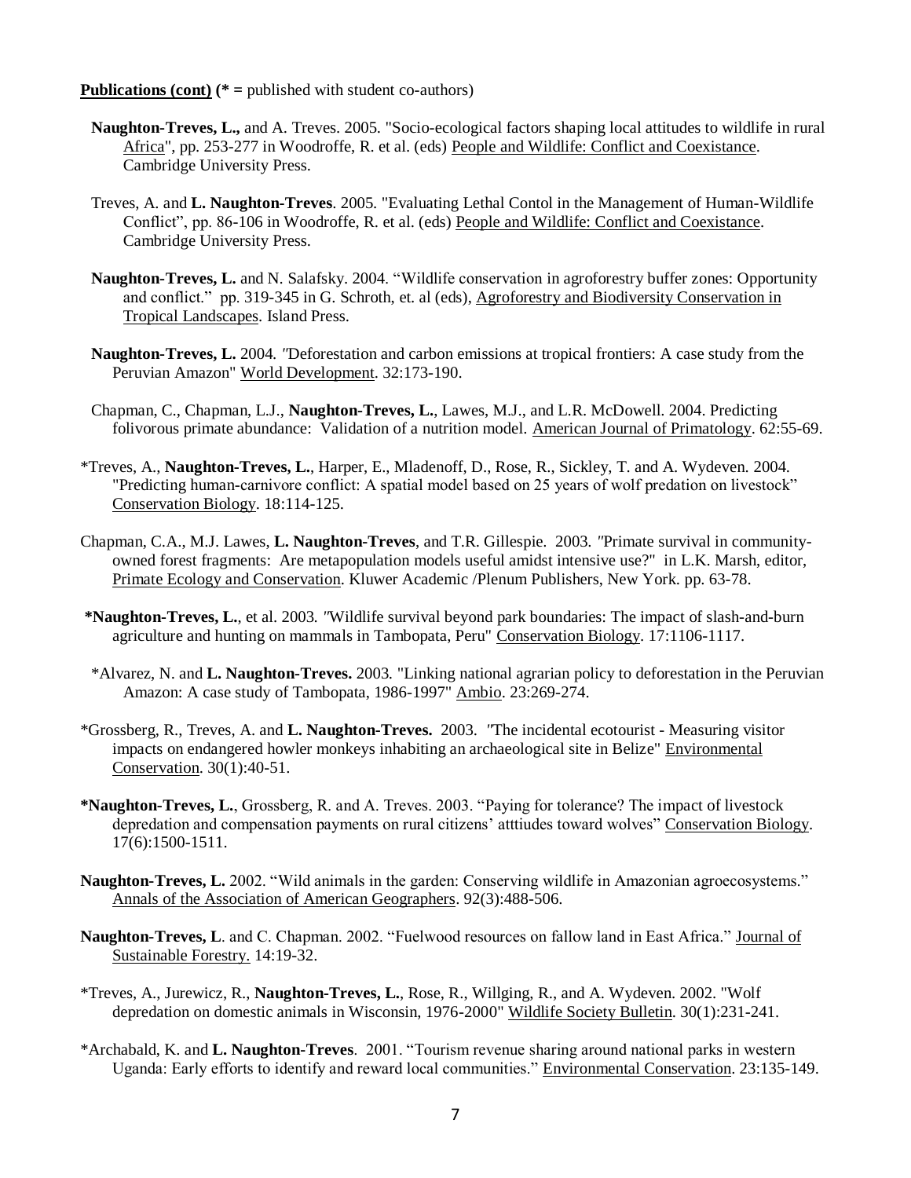**Publications (cont)** **(* =** published with student co-authors)

**Naughton-Treves, L.,** and A. Treves. 2005. "Socio-ecological factors shaping local attitudes to wildlife in rural Africa", pp. 253-277 in Woodroffe, R. et al. (eds) People and Wildlife: Conflict and Coexistance. Cambridge University Press.

Treves, A. and **L. Naughton-Treves**. 2005. "Evaluating Lethal Contol in the Management of Human-Wildlife Conflict", pp. 86-106 in Woodroffe, R. et al. (eds) People and Wildlife: Conflict and Coexistance. Cambridge University Press.

**Naughton-Treves, L.** and N. Salafsky. 2004. "Wildlife conservation in agroforestry buffer zones: Opportunity and conflict." pp. 319-345 in G. Schroth, et. al (eds), Agroforestry and Biodiversity Conservation in Tropical Landscapes. Island Press.

**Naughton-Treves, L.** 2004. "Deforestation and carbon emissions at tropical frontiers: A case study from the Peruvian Amazon" World Development. 32:173-190.

Chapman, C., Chapman, L.J., **Naughton-Treves, L.**, Lawes, M.J., and L.R. McDowell. 2004. Predicting folivorous primate abundance: Validation of a nutrition model. American Journal of Primatology. 62:55-69.

*Treves, A., **Naughton-Treves, L.**, Harper, E., Mladenoff, D., Rose, R., Sickley, T. and A. Wydeven. 2004. "Predicting human-carnivore conflict: A spatial model based on 25 years of wolf predation on livestock" Conservation Biology. 18:114-125.

Chapman, C.A., M.J. Lawes, **L. Naughton-Treves**, and T.R. Gillespie. 2003. "Primate survival in community-owned forest fragments: Are metapopulation models useful amidst intensive use?" in L.K. Marsh, editor, Primate Ecology and Conservation. Kluwer Academic /Plenum Publishers, New York. pp. 63-78.

***Naughton-Treves, L.**, et al. 2003. "Wildlife survival beyond park boundaries: The impact of slash-and-burn agriculture and hunting on mammals in Tambopata, Peru" Conservation Biology. 17:1106-1117.

*Alvarez, N. and **L. Naughton-Treves.** 2003. "Linking national agrarian policy to deforestation in the Peruvian Amazon: A case study of Tambopata, 1986-1997" Ambio. 23:269-274.

*Grossberg, R., Treves, A. and **L. Naughton-Treves.** 2003. "The incidental ecotourist - Measuring visitor impacts on endangered howler monkeys inhabiting an archaeological site in Belize" Environmental Conservation. 30(1):40-51.

***Naughton-Treves, L.**, Grossberg, R. and A. Treves. 2003. "Paying for tolerance? The impact of livestock depredation and compensation payments on rural citizens' atttiudes toward wolves" Conservation Biology. 17(6):1500-1511.

**Naughton-Treves, L.** 2002. "Wild animals in the garden: Conserving wildlife in Amazonian agroecosystems." Annals of the Association of American Geographers. 92(3):488-506.

**Naughton-Treves, L**. and C. Chapman. 2002. "Fuelwood resources on fallow land in East Africa." Journal of Sustainable Forestry. 14:19-32.

*Treves, A., Jurewicz, R., **Naughton-Treves, L.**, Rose, R., Willging, R., and A. Wydeven. 2002. "Wolf depredation on domestic animals in Wisconsin, 1976-2000" Wildlife Society Bulletin. 30(1):231-241.

*Archabald, K. and **L. Naughton-Treves**. 2001. "Tourism revenue sharing around national parks in western Uganda: Early efforts to identify and reward local communities." Environmental Conservation. 23:135-149.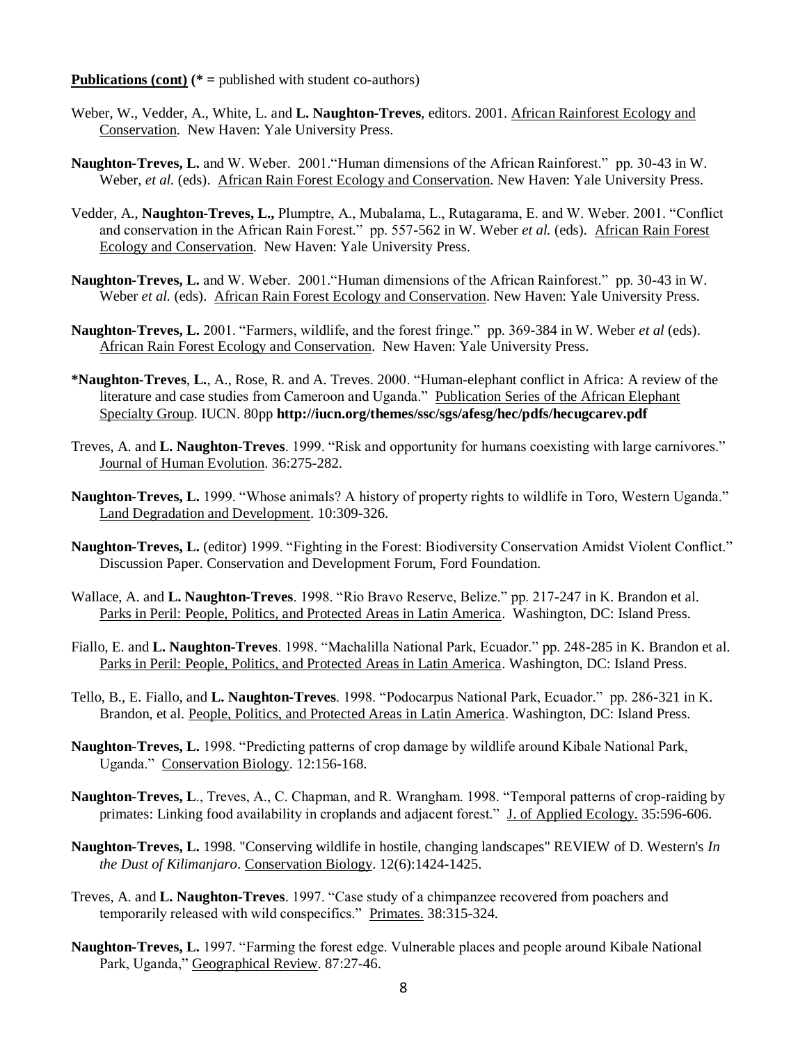**Publications (cont)** (**\*** = published with student co-authors)

Weber, W., Vedder, A., White, L. and **L. Naughton-Treves**, editors. 2001. African Rainforest Ecology and Conservation. New Haven: Yale University Press.

**Naughton-Treves, L.** and W. Weber. 2001."Human dimensions of the African Rainforest." pp. 30-43 in W. Weber, *et al.* (eds). African Rain Forest Ecology and Conservation. New Haven: Yale University Press.

Vedder, A., **Naughton-Treves, L.,** Plumptre, A., Mubalama, L., Rutagarama, E. and W. Weber. 2001. "Conflict and conservation in the African Rain Forest." pp. 557-562 in W. Weber *et al.* (eds). African Rain Forest Ecology and Conservation. New Haven: Yale University Press.

**Naughton-Treves, L.** and W. Weber. 2001."Human dimensions of the African Rainforest." pp. 30-43 in W. Weber *et al.* (eds). African Rain Forest Ecology and Conservation. New Haven: Yale University Press.

**Naughton-Treves, L.** 2001. "Farmers, wildlife, and the forest fringe." pp. 369-384 in W. Weber *et al* (eds). African Rain Forest Ecology and Conservation. New Haven: Yale University Press.

**\*Naughton-Treves**, **L.**, A., Rose, R. and A. Treves. 2000. "Human-elephant conflict in Africa: A review of the literature and case studies from Cameroon and Uganda." Publication Series of the African Elephant Specialty Group. IUCN. 80pp **http://iucn.org/themes/ssc/sgs/afesg/hec/pdfs/hecugcarev.pdf**

Treves, A. and **L. Naughton-Treves**. 1999. "Risk and opportunity for humans coexisting with large carnivores." Journal of Human Evolution. 36:275-282.

**Naughton-Treves, L.** 1999. "Whose animals? A history of property rights to wildlife in Toro, Western Uganda." Land Degradation and Development. 10:309-326.

**Naughton-Treves, L.** (editor) 1999. "Fighting in the Forest: Biodiversity Conservation Amidst Violent Conflict." Discussion Paper. Conservation and Development Forum, Ford Foundation.

Wallace, A. and **L. Naughton-Treves**. 1998. "Rio Bravo Reserve, Belize." pp. 217-247 in K. Brandon et al. Parks in Peril: People, Politics, and Protected Areas in Latin America. Washington, DC: Island Press.

Fiallo, E. and **L. Naughton-Treves**. 1998. "Machalilla National Park, Ecuador." pp. 248-285 in K. Brandon et al. Parks in Peril: People, Politics, and Protected Areas in Latin America. Washington, DC: Island Press.

Tello, B., E. Fiallo, and **L. Naughton-Treves**. 1998. "Podocarpus National Park, Ecuador." pp. 286-321 in K. Brandon, et al. People, Politics, and Protected Areas in Latin America. Washington, DC: Island Press.

**Naughton-Treves, L.** 1998. "Predicting patterns of crop damage by wildlife around Kibale National Park, Uganda." Conservation Biology. 12:156-168.

**Naughton-Treves, L**., Treves, A., C. Chapman, and R. Wrangham. 1998. "Temporal patterns of crop-raiding by primates: Linking food availability in croplands and adjacent forest." J. of Applied Ecology. 35:596-606.

**Naughton-Treves, L.** 1998. "Conserving wildlife in hostile, changing landscapes" REVIEW of D. Western's *In the Dust of Kilimanjaro*. Conservation Biology. 12(6):1424-1425.

Treves, A. and **L. Naughton-Treves**. 1997. "Case study of a chimpanzee recovered from poachers and temporarily released with wild conspecifics." Primates. 38:315-324.

**Naughton-Treves, L.** 1997. "Farming the forest edge. Vulnerable places and people around Kibale National Park, Uganda," Geographical Review. 87:27-46.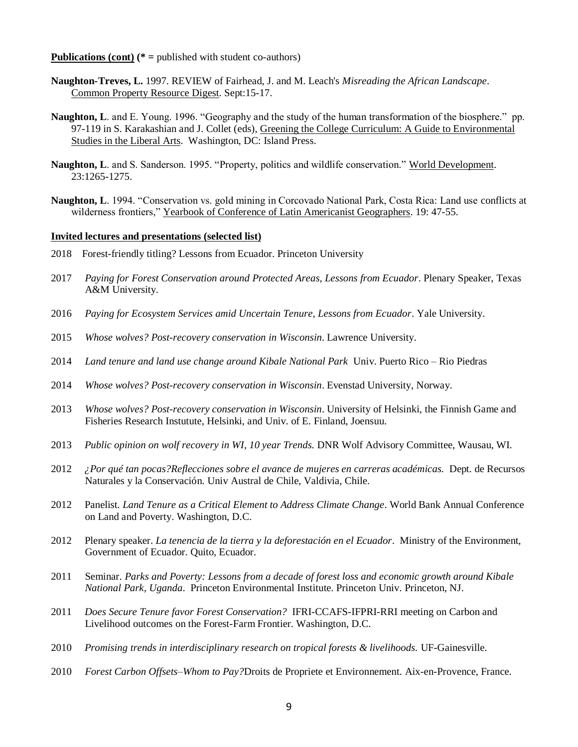**<u>Publications (cont)</u> (\* =** published with student co-authors)

**Naughton-Treves, L.** 1997. REVIEW of Fairhead, J. and M. Leach's *Misreading the African Landscape*. <u>Common Property Resource Digest</u>. Sept:15-17.

**Naughton, L**. and E. Young. 1996. "Geography and the study of the human transformation of the biosphere." pp. 97-119 in S. Karakashian and J. Collet (eds), <u>Greening the College Curriculum: A Guide to Environmental Studies in the Liberal Arts</u>. Washington, DC: Island Press.

**Naughton, L**. and S. Sanderson. 1995. "Property, politics and wildlife conservation." <u>World Development</u>. 23:1265-1275.

**Naughton, L**. 1994. "Conservation vs. gold mining in Corcovado National Park, Costa Rica: Land use conflicts at wilderness frontiers," <u>Yearbook of Conference of Latin Americanist Geographers</u>. 19: 47-55.

**<u>Invited lectures and presentations (selected list)</u>**

2018 Forest-friendly titling? Lessons from Ecuador. Princeton University

2017 *Paying for Forest Conservation around Protected Areas, Lessons from Ecuador*. Plenary Speaker, Texas A&M University.

2016 *Paying for Ecosystem Services amid Uncertain Tenure, Lessons from Ecuador*. Yale University.

2015 *Whose wolves? Post-recovery conservation in Wisconsin*. Lawrence University.

2014 *Land tenure and land use change around Kibale National Park* Univ. Puerto Rico – Rio Piedras

2014 *Whose wolves? Post-recovery conservation in Wisconsin*. Evenstad University, Norway.

2013 *Whose wolves? Post-recovery conservation in Wisconsin*. University of Helsinki, the Finnish Game and Fisheries Research Instutute, Helsinki, and Univ. of E. Finland, Joensuu.

2013 *Public opinion on wolf recovery in WI, 10 year Trends.* DNR Wolf Advisory Committee, Wausau, WI.

2012 *¿Por qué tan pocas?Reflecciones sobre el avance de mujeres en carreras académicas.* Dept. de Recursos Naturales y la Conservación. Univ Austral de Chile, Valdivia, Chile.

2012 Panelist. *Land Tenure as a Critical Element to Address Climate Change*. World Bank Annual Conference on Land and Poverty. Washington, D.C.

2012 Plenary speaker. *La tenencia de la tierra y la deforestación en el Ecuador*. Ministry of the Environment, Government of Ecuador. Quito, Ecuador.

2011 Seminar. *Parks and Poverty: Lessons from a decade of forest loss and economic growth around Kibale National Park, Uganda*. Princeton Environmental Institute. Princeton Univ. Princeton, NJ.

2011 *Does Secure Tenure favor Forest Conservation?* IFRI-CCAFS-IFPRI-RRI meeting on Carbon and Livelihood outcomes on the Forest-Farm Frontier. Washington, D.C.

2010 *Promising trends in interdisciplinary research on tropical forests & livelihoods.* UF-Gainesville.

2010 *Forest Carbon Offsets–Whom to Pay?*Droits de Propriete et Environnement. Aix-en-Provence, France.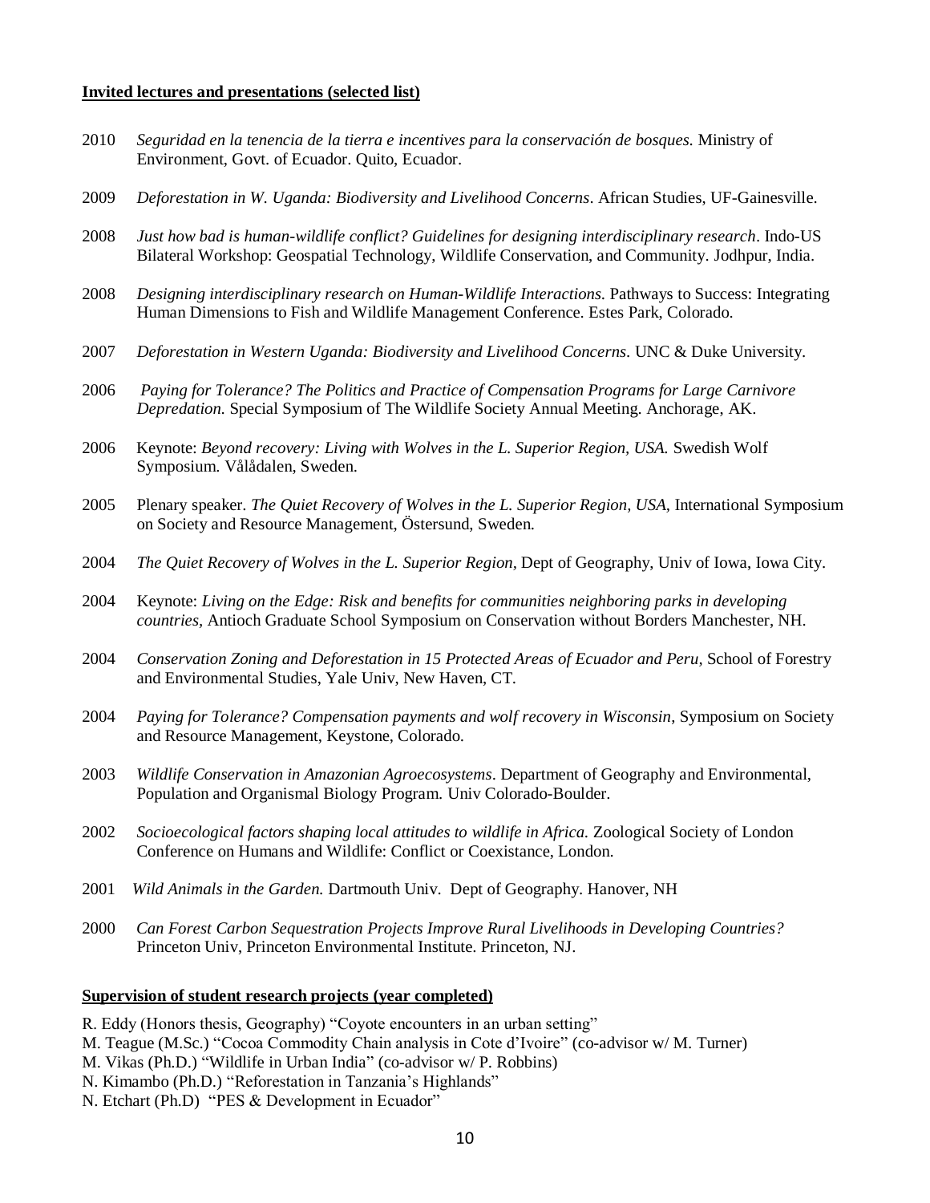**Invited lectures and presentations (selected list)**

2010 *Seguridad en la tenencia de la tierra e incentives para la conservación de bosques.* Ministry of Environment, Govt. of Ecuador. Quito, Ecuador.

2009 *Deforestation in W. Uganda: Biodiversity and Livelihood Concerns*. African Studies, UF-Gainesville.

2008 *Just how bad is human-wildlife conflict? Guidelines for designing interdisciplinary research*. Indo-US Bilateral Workshop: Geospatial Technology, Wildlife Conservation, and Community. Jodhpur, India.

2008 *Designing interdisciplinary research on Human-Wildlife Interactions.* Pathways to Success: Integrating Human Dimensions to Fish and Wildlife Management Conference. Estes Park, Colorado.

2007 *Deforestation in Western Uganda: Biodiversity and Livelihood Concerns.* UNC & Duke University.

2006 *Paying for Tolerance? The Politics and Practice of Compensation Programs for Large Carnivore Depredation.* Special Symposium of The Wildlife Society Annual Meeting. Anchorage, AK.

2006 Keynote: *Beyond recovery: Living with Wolves in the L. Superior Region, USA.* Swedish Wolf Symposium. Vålådalen, Sweden.

2005 Plenary speaker. *The Quiet Recovery of Wolves in the L. Superior Region, USA,* International Symposium on Society and Resource Management, Östersund, Sweden.

2004 *The Quiet Recovery of Wolves in the L. Superior Region,* Dept of Geography, Univ of Iowa, Iowa City.

2004 Keynote: *Living on the Edge: Risk and benefits for communities neighboring parks in developing countries,* Antioch Graduate School Symposium on Conservation without Borders Manchester, NH.

2004 *Conservation Zoning and Deforestation in 15 Protected Areas of Ecuador and Peru,* School of Forestry and Environmental Studies, Yale Univ, New Haven, CT.

2004 *Paying for Tolerance? Compensation payments and wolf recovery in Wisconsin*, Symposium on Society and Resource Management, Keystone, Colorado.

2003 *Wildlife Conservation in Amazonian Agroecosystems*. Department of Geography and Environmental, Population and Organismal Biology Program. Univ Colorado-Boulder.

2002 *Socioecological factors shaping local attitudes to wildlife in Africa.* Zoological Society of London Conference on Humans and Wildlife: Conflict or Coexistance, London.

2001 *Wild Animals in the Garden.* Dartmouth Univ. Dept of Geography. Hanover, NH

2000 *Can Forest Carbon Sequestration Projects Improve Rural Livelihoods in Developing Countries?* Princeton Univ, Princeton Environmental Institute. Princeton, NJ.

**Supervision of student research projects (year completed)**

R. Eddy (Honors thesis, Geography) "Coyote encounters in an urban setting"
M. Teague (M.Sc.) "Cocoa Commodity Chain analysis in Cote d'Ivoire" (co-advisor w/ M. Turner)
M. Vikas (Ph.D.) "Wildlife in Urban India" (co-advisor w/ P. Robbins)
N. Kimambo (Ph.D.) "Reforestation in Tanzania's Highlands"
N. Etchart (Ph.D) "PES & Development in Ecuador"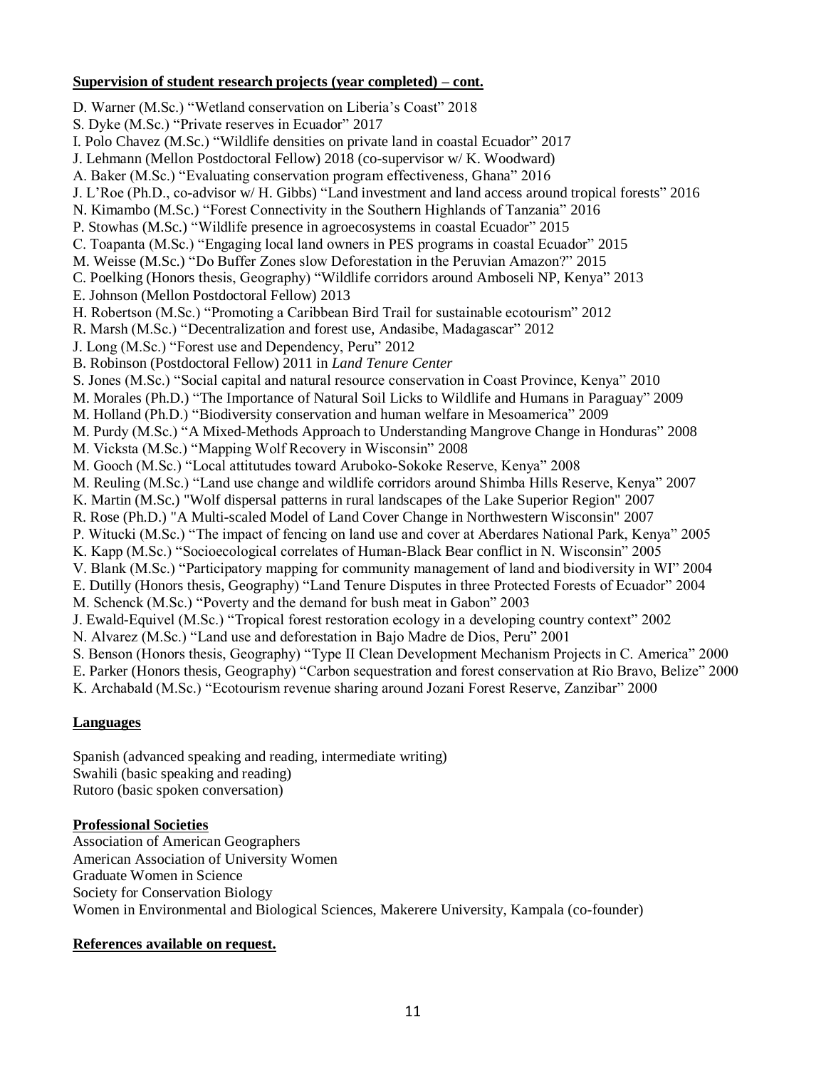**Supervision of student research projects (year completed) – cont.**

D. Warner (M.Sc.) “Wetland conservation on Liberia’s Coast” 2018
S. Dyke (M.Sc.) “Private reserves in Ecuador” 2017
I. Polo Chavez (M.Sc.) “Wildlife densities on private land in coastal Ecuador” 2017
J. Lehmann (Mellon Postdoctoral Fellow) 2018 (co-supervisor w/ K. Woodward)
A. Baker (M.Sc.) “Evaluating conservation program effectiveness, Ghana” 2016
J. L’Roe (Ph.D., co-advisor w/ H. Gibbs) “Land investment and land access around tropical forests” 2016
N. Kimambo (M.Sc.) “Forest Connectivity in the Southern Highlands of Tanzania” 2016
P. Stowhas (M.Sc.) “Wildlife presence in agroecosystems in coastal Ecuador” 2015
C. Toapanta (M.Sc.) “Engaging local land owners in PES programs in coastal Ecuador” 2015
M. Weisse (M.Sc.) “Do Buffer Zones slow Deforestation in the Peruvian Amazon?” 2015
C. Poelking (Honors thesis, Geography) “Wildlife corridors around Amboseli NP, Kenya” 2013
E. Johnson (Mellon Postdoctoral Fellow) 2013
H. Robertson (M.Sc.) “Promoting a Caribbean Bird Trail for sustainable ecotourism” 2012
R. Marsh (M.Sc.) “Decentralization and forest use, Andasibe, Madagascar” 2012
J. Long (M.Sc.) “Forest use and Dependency, Peru” 2012
B. Robinson (Postdoctoral Fellow) 2011 in *Land Tenure Center*
S. Jones (M.Sc.) “Social capital and natural resource conservation in Coast Province, Kenya” 2010
M. Morales (Ph.D.) “The Importance of Natural Soil Licks to Wildlife and Humans in Paraguay” 2009
M. Holland (Ph.D.) “Biodiversity conservation and human welfare in Mesoamerica” 2009
M. Purdy (M.Sc.) “A Mixed-Methods Approach to Understanding Mangrove Change in Honduras” 2008
M. Vicksta (M.Sc.) “Mapping Wolf Recovery in Wisconsin” 2008
M. Gooch (M.Sc.) “Local attitutudes toward Aruboko-Sokoke Reserve, Kenya” 2008
M. Reuling (M.Sc.) “Land use change and wildlife corridors around Shimba Hills Reserve, Kenya” 2007
K. Martin (M.Sc.) "Wolf dispersal patterns in rural landscapes of the Lake Superior Region" 2007
R. Rose (Ph.D.) "A Multi-scaled Model of Land Cover Change in Northwestern Wisconsin" 2007
P. Witucki (M.Sc.) “The impact of fencing on land use and cover at Aberdares National Park, Kenya” 2005
K. Kapp (M.Sc.) “Socioecological correlates of Human-Black Bear conflict in N. Wisconsin” 2005
V. Blank (M.Sc.) “Participatory mapping for community management of land and biodiversity in WI” 2004
E. Dutilly (Honors thesis, Geography) “Land Tenure Disputes in three Protected Forests of Ecuador” 2004
M. Schenck (M.Sc.) “Poverty and the demand for bush meat in Gabon” 2003
J. Ewald-Equivel (M.Sc.) “Tropical forest restoration ecology in a developing country context” 2002
N. Alvarez (M.Sc.) “Land use and deforestation in Bajo Madre de Dios, Peru” 2001
S. Benson (Honors thesis, Geography) “Type II Clean Development Mechanism Projects in C. America” 2000
E. Parker (Honors thesis, Geography) “Carbon sequestration and forest conservation at Rio Bravo, Belize” 2000
K. Archabald (M.Sc.) “Ecotourism revenue sharing around Jozani Forest Reserve, Zanzibar” 2000

**Languages**

Spanish (advanced speaking and reading, intermediate writing)
Swahili (basic speaking and reading)
Rutoro (basic spoken conversation)

**Professional Societies**

Association of American Geographers
American Association of University Women
Graduate Women in Science
Society for Conservation Biology
Women in Environmental and Biological Sciences, Makerere University, Kampala (co-founder)

**References available on request.**